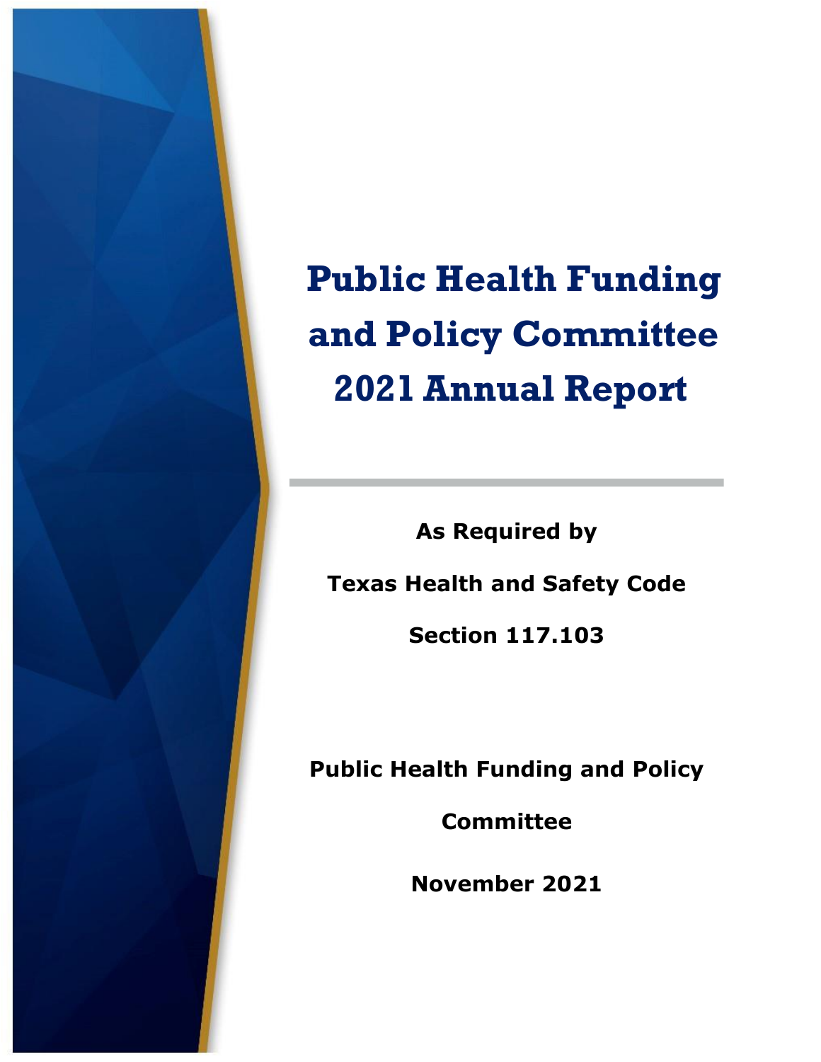# Public Health Funding and Policy Committee 2021 Annual Report

**As Required by**

**Texas Health and Safety Code**

**Section 117.103**

**Public Health Funding and Policy Committee**

**November 2021**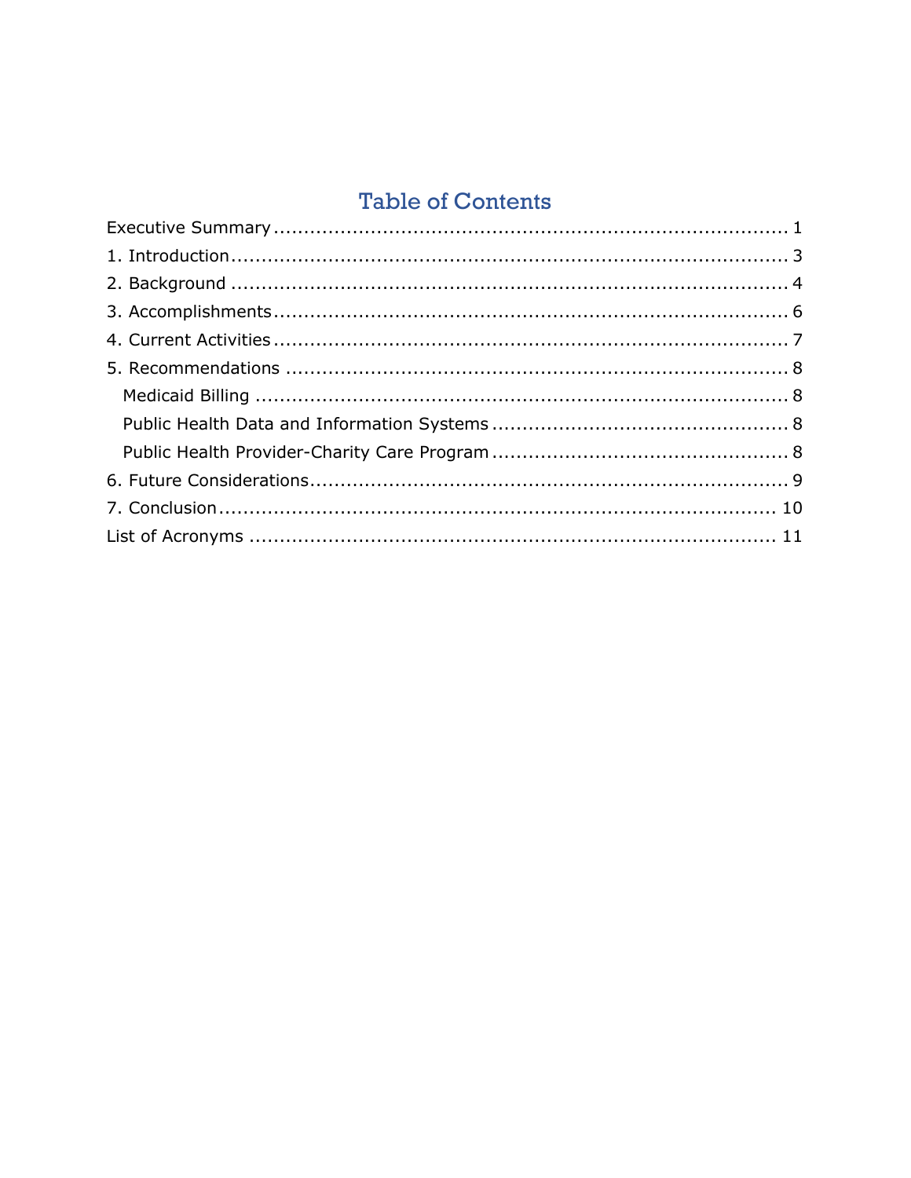# Table of Contents

Executive Summary ........................................................................... 1
1. Introduction ................................................................................ 3
2. Background ................................................................................ 4
3. Accomplishments ........................................................................ 6
4. Current Activities ........................................................................ 7
5. Recommendations ........................................................................ 8
  Medicaid Billing ............................................................................ 8
  Public Health Data and Information Systems ....................................... 8
  Public Health Provider-Charity Care Program ....................................... 8
6. Future Considerations ................................................................... 9
7. Conclusion .................................................................................. 10
List of Acronyms ............................................................................. 11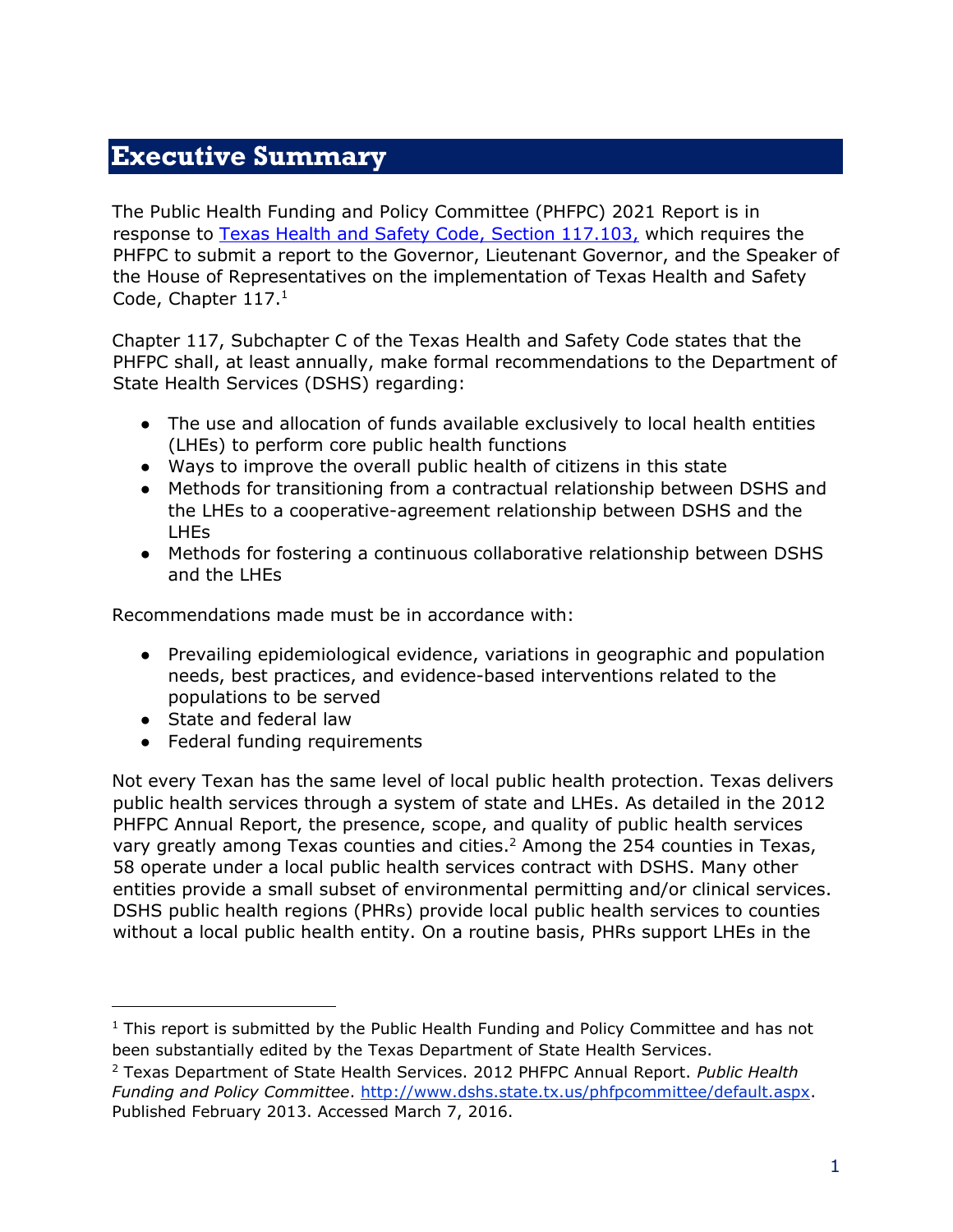# Executive Summary

The Public Health Funding and Policy Committee (PHFPC) 2021 Report is in response to [Texas Health and Safety Code, Section 117.103,](https://statutes.capitol.texas.gov/) which requires the PHFPC to submit a report to the Governor, Lieutenant Governor, and the Speaker of the House of Representatives on the implementation of Texas Health and Safety Code, Chapter 117.[1]

Chapter 117, Subchapter C of the Texas Health and Safety Code states that the PHFPC shall, at least annually, make formal recommendations to the Department of State Health Services (DSHS) regarding:

- The use and allocation of funds available exclusively to local health entities (LHEs) to perform core public health functions
- Ways to improve the overall public health of citizens in this state
- Methods for transitioning from a contractual relationship between DSHS and the LHEs to a cooperative-agreement relationship between DSHS and the LHEs
- Methods for fostering a continuous collaborative relationship between DSHS and the LHEs

Recommendations made must be in accordance with:

- Prevailing epidemiological evidence, variations in geographic and population needs, best practices, and evidence-based interventions related to the populations to be served
- State and federal law
- Federal funding requirements

Not every Texan has the same level of local public health protection. Texas delivers public health services through a system of state and LHEs. As detailed in the 2012 PHFPC Annual Report, the presence, scope, and quality of public health services vary greatly among Texas counties and cities.[2] Among the 254 counties in Texas, 58 operate under a local public health services contract with DSHS. Many other entities provide a small subset of environmental permitting and/or clinical services. DSHS public health regions (PHRs) provide local public health services to counties without a local public health entity. On a routine basis, PHRs support LHEs in the

---

[1] This report is submitted by the Public Health Funding and Policy Committee and has not been substantially edited by the Texas Department of State Health Services.

[2] Texas Department of State Health Services. 2012 PHFPC Annual Report. *Public Health Funding and Policy Committee*. http://www.dshs.state.tx.us/phfpcommittee/default.aspx. Published February 2013. Accessed March 7, 2016.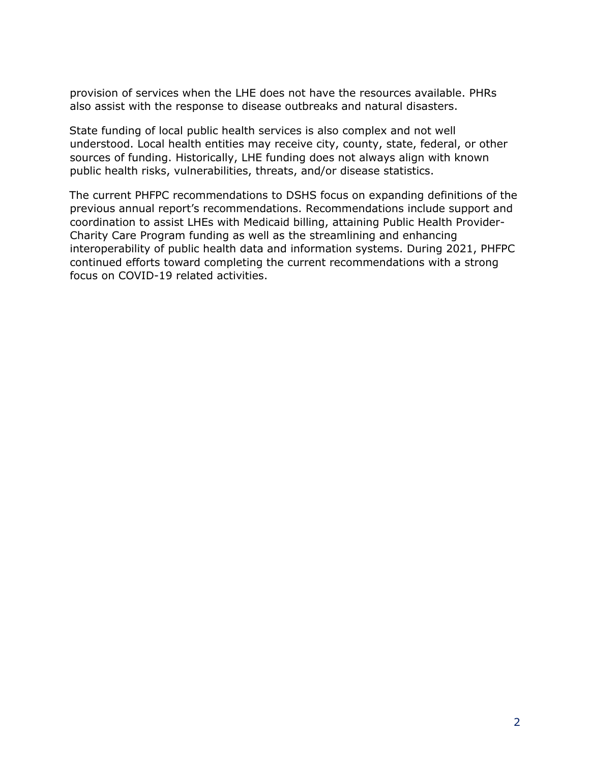provision of services when the LHE does not have the resources available. PHRs also assist with the response to disease outbreaks and natural disasters.

State funding of local public health services is also complex and not well understood. Local health entities may receive city, county, state, federal, or other sources of funding. Historically, LHE funding does not always align with known public health risks, vulnerabilities, threats, and/or disease statistics.

The current PHFPC recommendations to DSHS focus on expanding definitions of the previous annual report's recommendations. Recommendations include support and coordination to assist LHEs with Medicaid billing, attaining Public Health Provider-Charity Care Program funding as well as the streamlining and enhancing interoperability of public health data and information systems. During 2021, PHFPC continued efforts toward completing the current recommendations with a strong focus on COVID-19 related activities.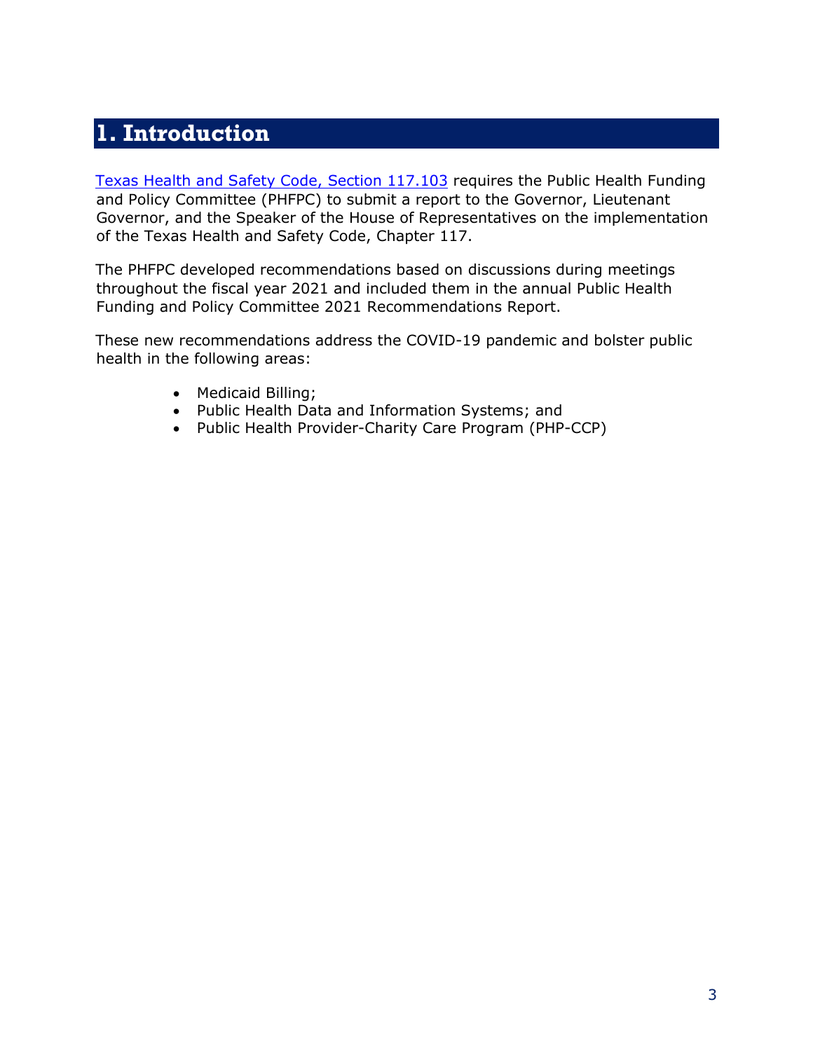# 1. Introduction

[Texas Health and Safety Code, Section 117.103](https://statutes.capitol.texas.gov/Docs/HS/htm/HS.117.htm) requires the Public Health Funding and Policy Committee (PHFPC) to submit a report to the Governor, Lieutenant Governor, and the Speaker of the House of Representatives on the implementation of the Texas Health and Safety Code, Chapter 117.

The PHFPC developed recommendations based on discussions during meetings throughout the fiscal year 2021 and included them in the annual Public Health Funding and Policy Committee 2021 Recommendations Report.

These new recommendations address the COVID-19 pandemic and bolster public health in the following areas:

- Medicaid Billing;
- Public Health Data and Information Systems; and
- Public Health Provider-Charity Care Program (PHP-CCP)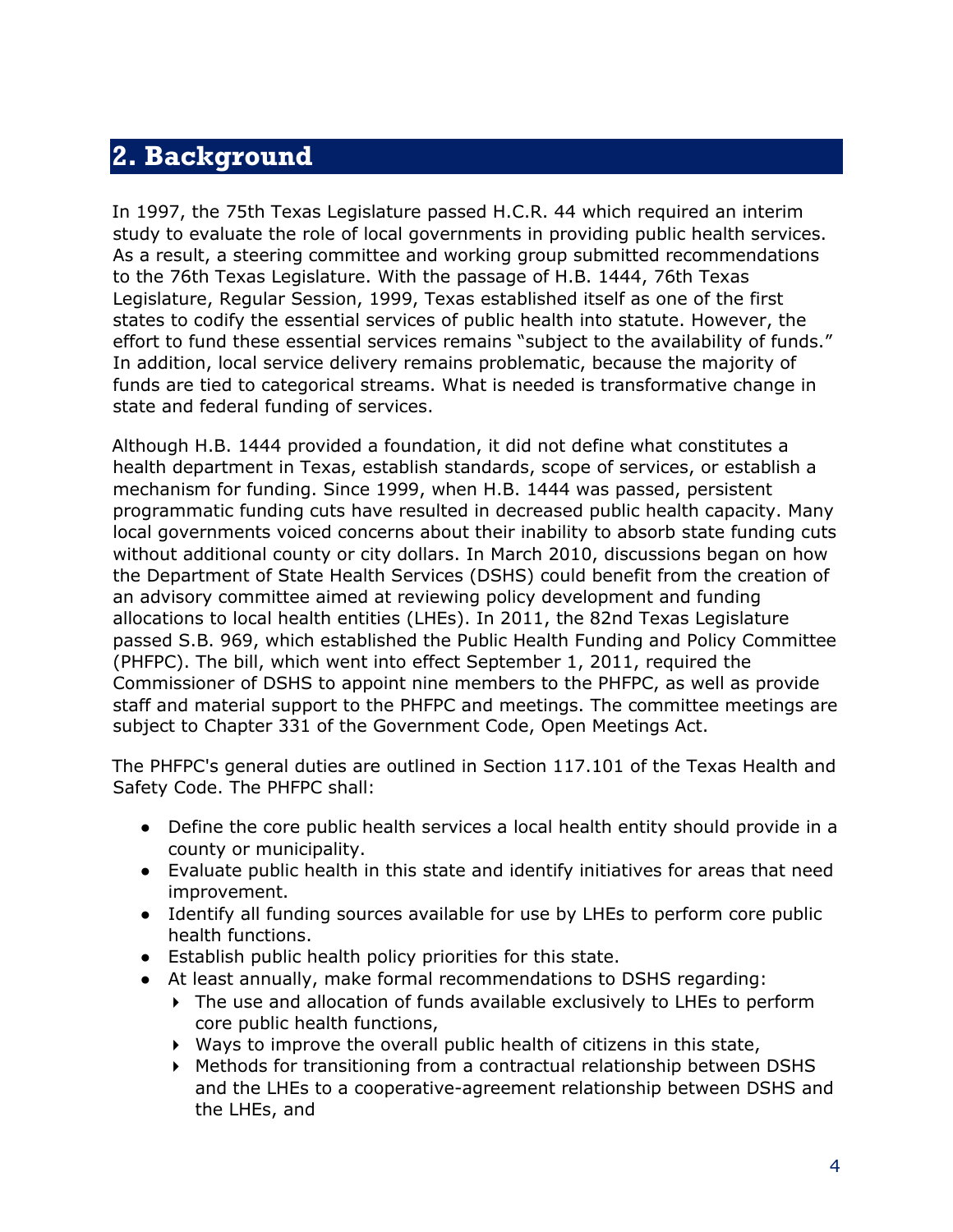## 2. Background

In 1997, the 75th Texas Legislature passed H.C.R. 44 which required an interim study to evaluate the role of local governments in providing public health services. As a result, a steering committee and working group submitted recommendations to the 76th Texas Legislature. With the passage of H.B. 1444, 76th Texas Legislature, Regular Session, 1999, Texas established itself as one of the first states to codify the essential services of public health into statute. However, the effort to fund these essential services remains "subject to the availability of funds." In addition, local service delivery remains problematic, because the majority of funds are tied to categorical streams. What is needed is transformative change in state and federal funding of services.

Although H.B. 1444 provided a foundation, it did not define what constitutes a health department in Texas, establish standards, scope of services, or establish a mechanism for funding. Since 1999, when H.B. 1444 was passed, persistent programmatic funding cuts have resulted in decreased public health capacity. Many local governments voiced concerns about their inability to absorb state funding cuts without additional county or city dollars. In March 2010, discussions began on how the Department of State Health Services (DSHS) could benefit from the creation of an advisory committee aimed at reviewing policy development and funding allocations to local health entities (LHEs). In 2011, the 82nd Texas Legislature passed S.B. 969, which established the Public Health Funding and Policy Committee (PHFPC). The bill, which went into effect September 1, 2011, required the Commissioner of DSHS to appoint nine members to the PHFPC, as well as provide staff and material support to the PHFPC and meetings. The committee meetings are subject to Chapter 331 of the Government Code, Open Meetings Act.

The PHFPC's general duties are outlined in Section 117.101 of the Texas Health and Safety Code. The PHFPC shall:

- Define the core public health services a local health entity should provide in a county or municipality.
- Evaluate public health in this state and identify initiatives for areas that need improvement.
- Identify all funding sources available for use by LHEs to perform core public health functions.
- Establish public health policy priorities for this state.
- At least annually, make formal recommendations to DSHS regarding:
  - The use and allocation of funds available exclusively to LHEs to perform core public health functions,
  - Ways to improve the overall public health of citizens in this state,
  - Methods for transitioning from a contractual relationship between DSHS and the LHEs to a cooperative-agreement relationship between DSHS and the LHEs, and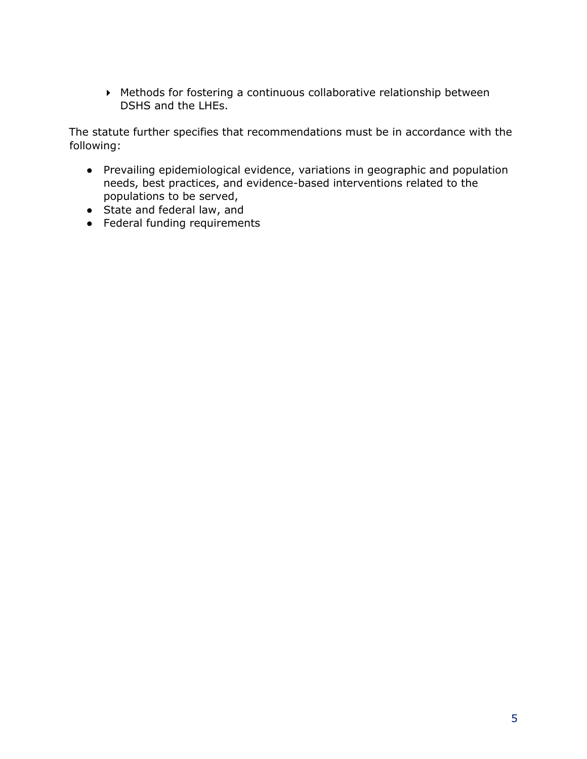- Methods for fostering a continuous collaborative relationship between DSHS and the LHEs.

The statute further specifies that recommendations must be in accordance with the following:

- Prevailing epidemiological evidence, variations in geographic and population needs, best practices, and evidence-based interventions related to the populations to be served,
- State and federal law, and
- Federal funding requirements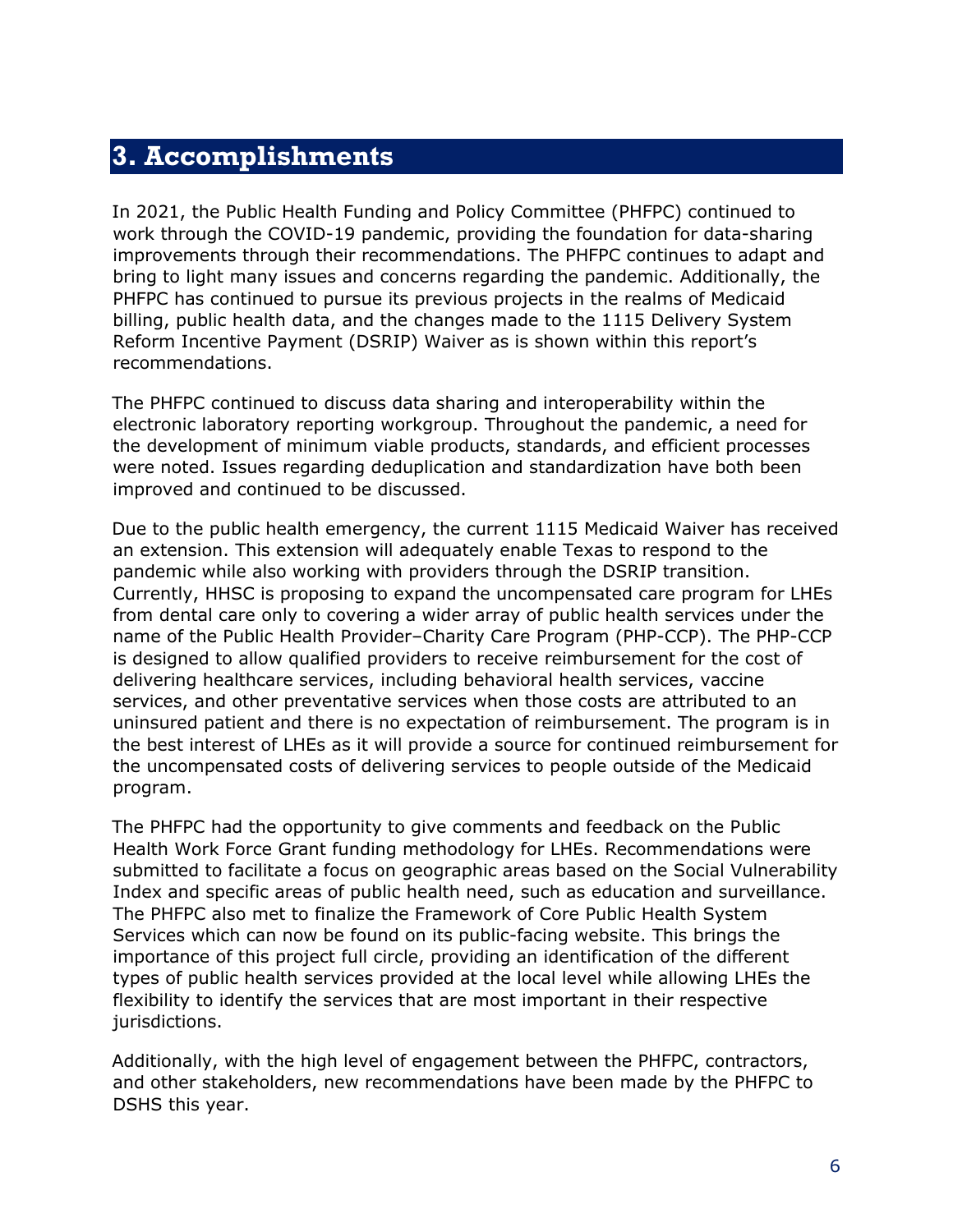# 3. Accomplishments

In 2021, the Public Health Funding and Policy Committee (PHFPC) continued to work through the COVID-19 pandemic, providing the foundation for data-sharing improvements through their recommendations. The PHFPC continues to adapt and bring to light many issues and concerns regarding the pandemic. Additionally, the PHFPC has continued to pursue its previous projects in the realms of Medicaid billing, public health data, and the changes made to the 1115 Delivery System Reform Incentive Payment (DSRIP) Waiver as is shown within this report's recommendations.

The PHFPC continued to discuss data sharing and interoperability within the electronic laboratory reporting workgroup. Throughout the pandemic, a need for the development of minimum viable products, standards, and efficient processes were noted. Issues regarding deduplication and standardization have both been improved and continued to be discussed.

Due to the public health emergency, the current 1115 Medicaid Waiver has received an extension. This extension will adequately enable Texas to respond to the pandemic while also working with providers through the DSRIP transition. Currently, HHSC is proposing to expand the uncompensated care program for LHEs from dental care only to covering a wider array of public health services under the name of the Public Health Provider–Charity Care Program (PHP-CCP). The PHP-CCP is designed to allow qualified providers to receive reimbursement for the cost of delivering healthcare services, including behavioral health services, vaccine services, and other preventative services when those costs are attributed to an uninsured patient and there is no expectation of reimbursement. The program is in the best interest of LHEs as it will provide a source for continued reimbursement for the uncompensated costs of delivering services to people outside of the Medicaid program.

The PHFPC had the opportunity to give comments and feedback on the Public Health Work Force Grant funding methodology for LHEs. Recommendations were submitted to facilitate a focus on geographic areas based on the Social Vulnerability Index and specific areas of public health need, such as education and surveillance. The PHFPC also met to finalize the Framework of Core Public Health System Services which can now be found on its public-facing website. This brings the importance of this project full circle, providing an identification of the different types of public health services provided at the local level while allowing LHEs the flexibility to identify the services that are most important in their respective jurisdictions.

Additionally, with the high level of engagement between the PHFPC, contractors, and other stakeholders, new recommendations have been made by the PHFPC to DSHS this year.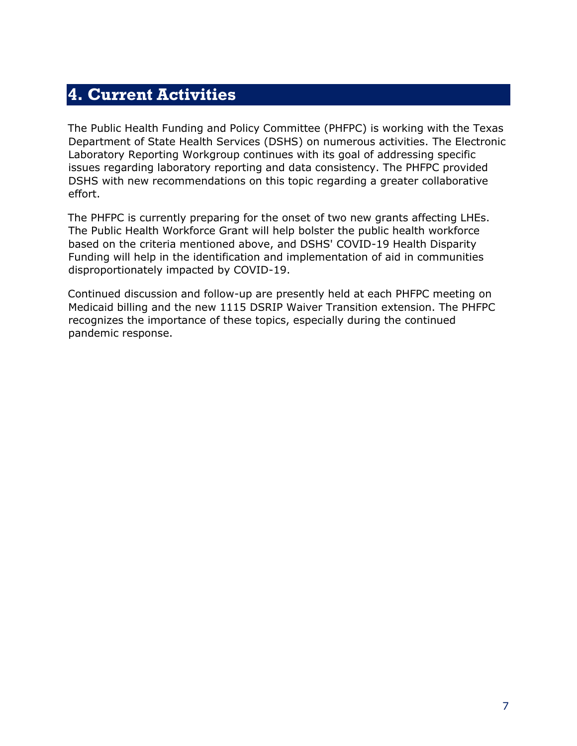# 4. Current Activities

The Public Health Funding and Policy Committee (PHFPC) is working with the Texas Department of State Health Services (DSHS) on numerous activities. The Electronic Laboratory Reporting Workgroup continues with its goal of addressing specific issues regarding laboratory reporting and data consistency. The PHFPC provided DSHS with new recommendations on this topic regarding a greater collaborative effort.

The PHFPC is currently preparing for the onset of two new grants affecting LHEs. The Public Health Workforce Grant will help bolster the public health workforce based on the criteria mentioned above, and DSHS' COVID-19 Health Disparity Funding will help in the identification and implementation of aid in communities disproportionately impacted by COVID-19.

Continued discussion and follow-up are presently held at each PHFPC meeting on Medicaid billing and the new 1115 DSRIP Waiver Transition extension. The PHFPC recognizes the importance of these topics, especially during the continued pandemic response.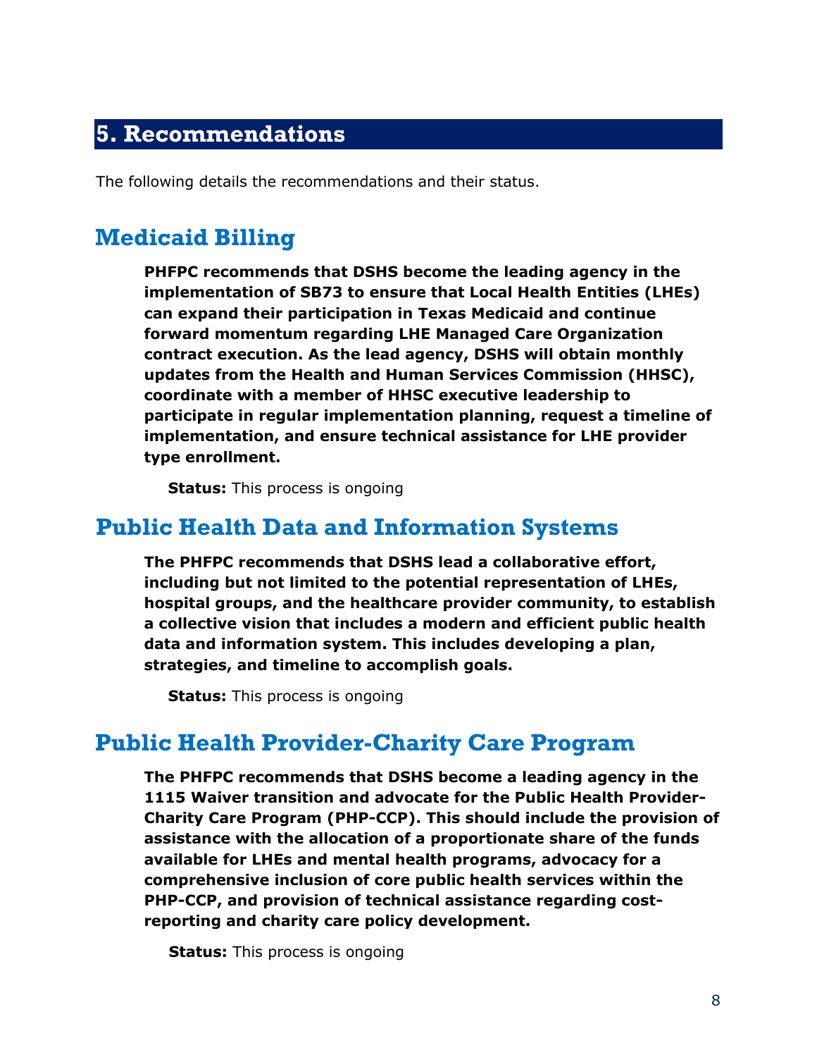# 5. Recommendations

The following details the recommendations and their status.

## Medicaid Billing

**PHFPC recommends that DSHS become the leading agency in the implementation of SB73 to ensure that Local Health Entities (LHEs) can expand their participation in Texas Medicaid and continue forward momentum regarding LHE Managed Care Organization contract execution. As the lead agency, DSHS will obtain monthly updates from the Health and Human Services Commission (HHSC), coordinate with a member of HHSC executive leadership to participate in regular implementation planning, request a timeline of implementation, and ensure technical assistance for LHE provider type enrollment.**

**Status:** This process is ongoing

## Public Health Data and Information Systems

**The PHFPC recommends that DSHS lead a collaborative effort, including but not limited to the potential representation of LHEs, hospital groups, and the healthcare provider community, to establish a collective vision that includes a modern and efficient public health data and information system. This includes developing a plan, strategies, and timeline to accomplish goals.**

**Status:** This process is ongoing

## Public Health Provider-Charity Care Program

**The PHFPC recommends that DSHS become a leading agency in the 1115 Waiver transition and advocate for the Public Health Provider-Charity Care Program (PHP-CCP). This should include the provision of assistance with the allocation of a proportionate share of the funds available for LHEs and mental health programs, advocacy for a comprehensive inclusion of core public health services within the PHP-CCP, and provision of technical assistance regarding cost-reporting and charity care policy development.**

**Status:** This process is ongoing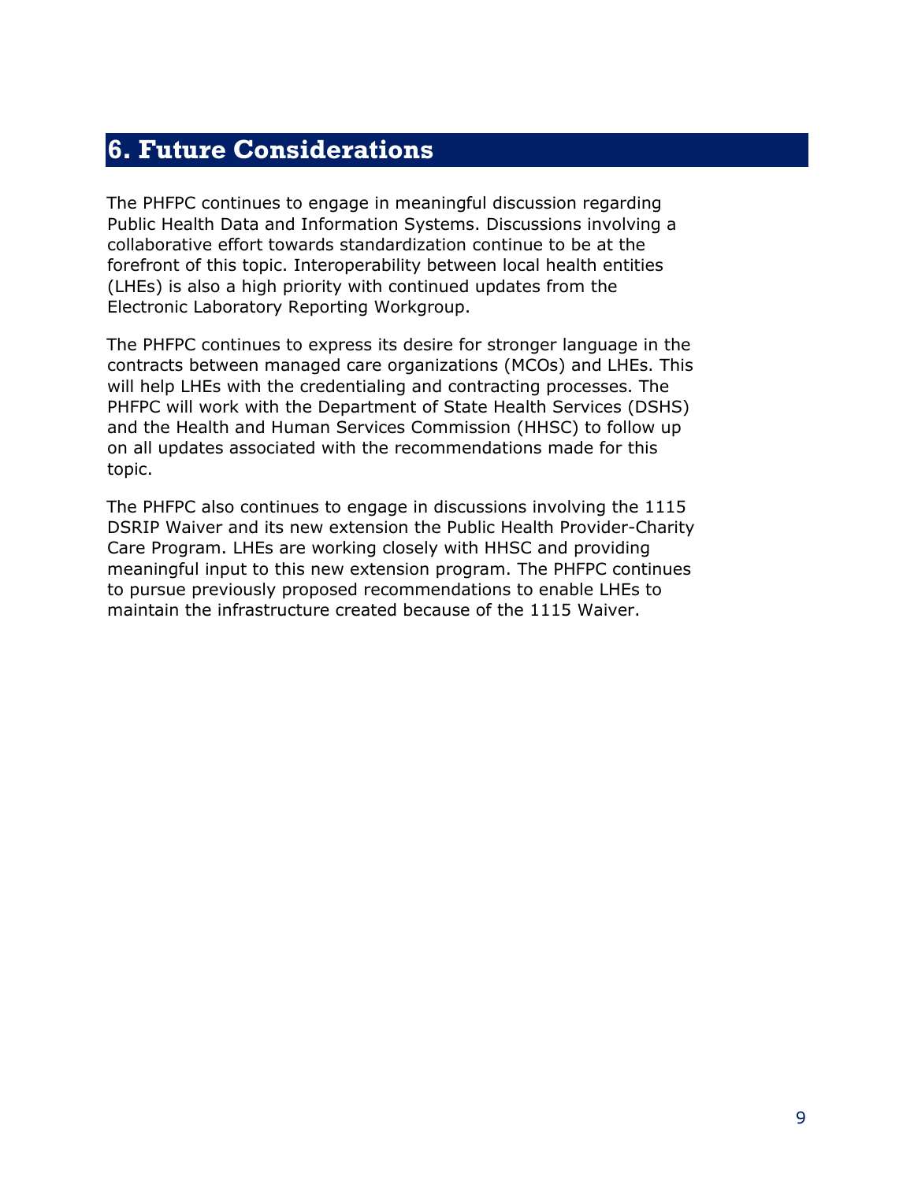# 6. Future Considerations

The PHFPC continues to engage in meaningful discussion regarding Public Health Data and Information Systems. Discussions involving a collaborative effort towards standardization continue to be at the forefront of this topic. Interoperability between local health entities (LHEs) is also a high priority with continued updates from the Electronic Laboratory Reporting Workgroup.

The PHFPC continues to express its desire for stronger language in the contracts between managed care organizations (MCOs) and LHEs. This will help LHEs with the credentialing and contracting processes. The PHFPC will work with the Department of State Health Services (DSHS) and the Health and Human Services Commission (HHSC) to follow up on all updates associated with the recommendations made for this topic.

The PHFPC also continues to engage in discussions involving the 1115 DSRIP Waiver and its new extension the Public Health Provider-Charity Care Program. LHEs are working closely with HHSC and providing meaningful input to this new extension program. The PHFPC continues to pursue previously proposed recommendations to enable LHEs to maintain the infrastructure created because of the 1115 Waiver.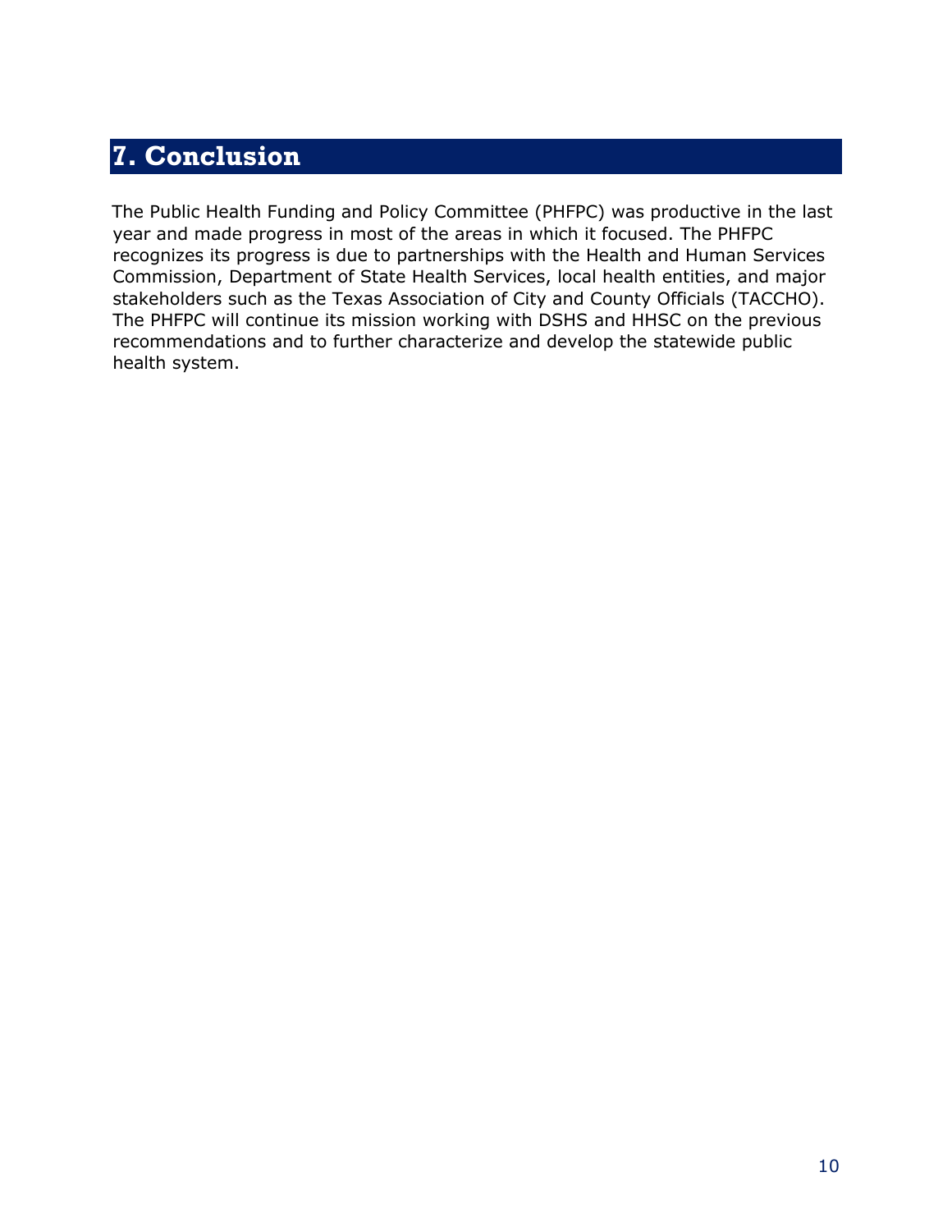# 7. Conclusion

The Public Health Funding and Policy Committee (PHFPC) was productive in the last year and made progress in most of the areas in which it focused. The PHFPC recognizes its progress is due to partnerships with the Health and Human Services Commission, Department of State Health Services, local health entities, and major stakeholders such as the Texas Association of City and County Officials (TACCHO). The PHFPC will continue its mission working with DSHS and HHSC on the previous recommendations and to further characterize and develop the statewide public health system.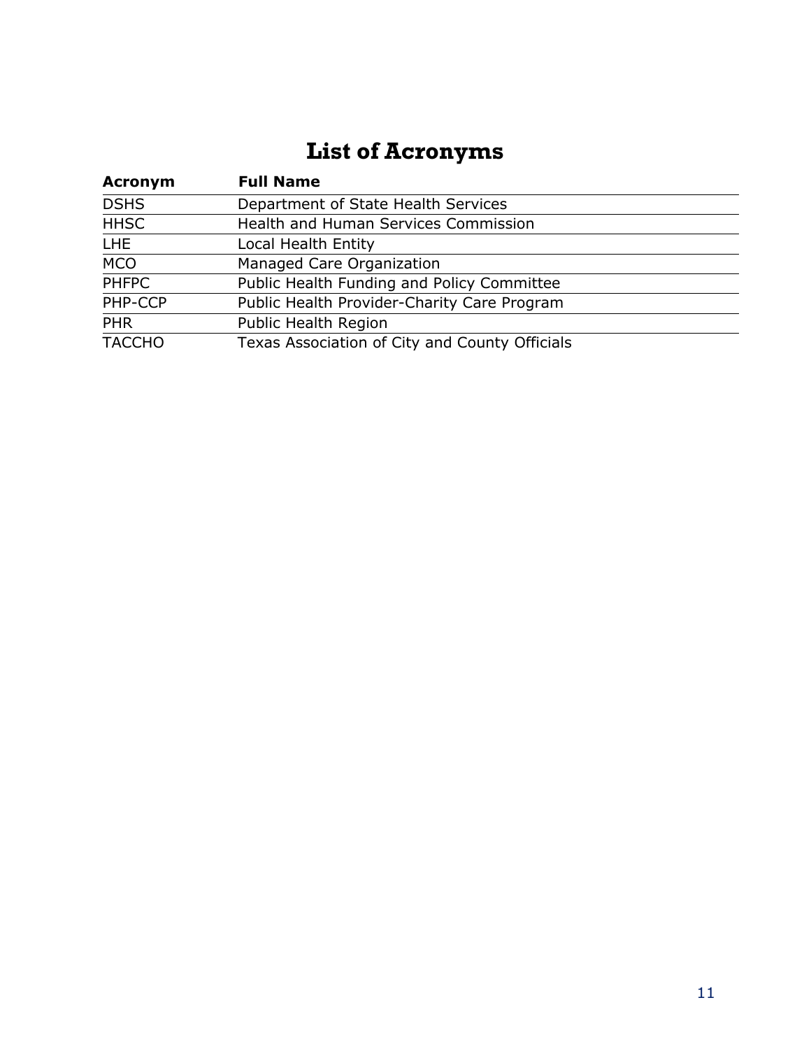# List of Acronyms

| Acronym | Full Name |
|---|---|
| DSHS | Department of State Health Services |
| HHSC | Health and Human Services Commission |
| LHE | Local Health Entity |
| MCO | Managed Care Organization |
| PHFPC | Public Health Funding and Policy Committee |
| PHP-CCP | Public Health Provider-Charity Care Program |
| PHR | Public Health Region |
| TACCHO | Texas Association of City and County Officials |